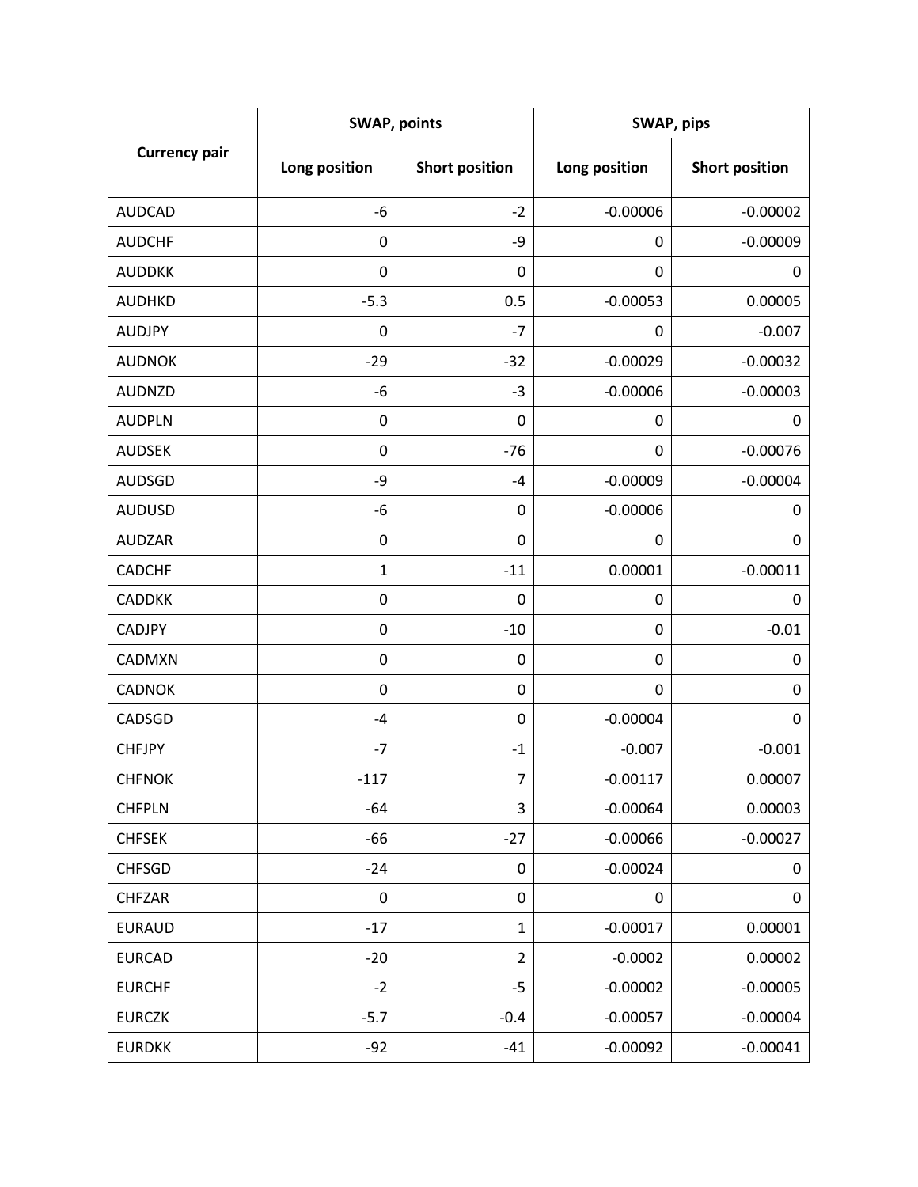| Currency pair | SWAP, points | | SWAP, pips | |
|---|---|---|---|---|
| | Long position | Short position | Long position | Short position |
| AUDCAD | -6 | -2 | -0.00006 | -0.00002 |
| AUDCHF | 0 | -9 | 0 | -0.00009 |
| AUDDKK | 0 | 0 | 0 | 0 |
| AUDHKD | -5.3 | 0.5 | -0.00053 | 0.00005 |
| AUDJPY | 0 | -7 | 0 | -0.007 |
| AUDNOK | -29 | -32 | -0.00029 | -0.00032 |
| AUDNZD | -6 | -3 | -0.00006 | -0.00003 |
| AUDPLN | 0 | 0 | 0 | 0 |
| AUDSEK | 0 | -76 | 0 | -0.00076 |
| AUDSGD | -9 | -4 | -0.00009 | -0.00004 |
| AUDUSD | -6 | 0 | -0.00006 | 0 |
| AUDZAR | 0 | 0 | 0 | 0 |
| CADCHF | 1 | -11 | 0.00001 | -0.00011 |
| CADDKK | 0 | 0 | 0 | 0 |
| CADJPY | 0 | -10 | 0 | -0.01 |
| CADMXN | 0 | 0 | 0 | 0 |
| CADNOK | 0 | 0 | 0 | 0 |
| CADSGD | -4 | 0 | -0.00004 | 0 |
| CHFJPY | -7 | -1 | -0.007 | -0.001 |
| CHFNOK | -117 | 7 | -0.00117 | 0.00007 |
| CHFPLN | -64 | 3 | -0.00064 | 0.00003 |
| CHFSEK | -66 | -27 | -0.00066 | -0.00027 |
| CHFSGD | -24 | 0 | -0.00024 | 0 |
| CHFZAR | 0 | 0 | 0 | 0 |
| EURAUD | -17 | 1 | -0.00017 | 0.00001 |
| EURCAD | -20 | 2 | -0.0002 | 0.00002 |
| EURCHF | -2 | -5 | -0.00002 | -0.00005 |
| EURCZK | -5.7 | -0.4 | -0.00057 | -0.00004 |
| EURDKK | -92 | -41 | -0.00092 | -0.00041 |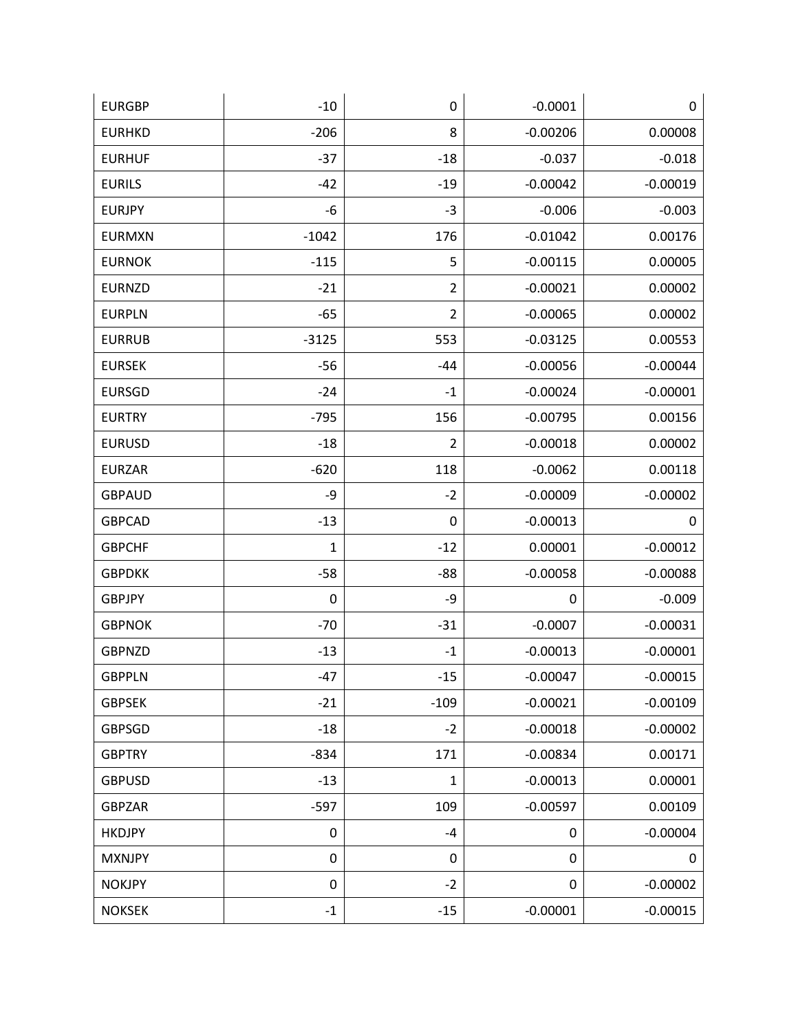| EURGBP | -10 | 0 | -0.0001 | 0 |
|---|---|---|---|---|
| EURHKD | -206 | 8 | -0.00206 | 0.00008 |
| EURHUF | -37 | -18 | -0.037 | -0.018 |
| EURILS | -42 | -19 | -0.00042 | -0.00019 |
| EURJPY | -6 | -3 | -0.006 | -0.003 |
| EURMXN | -1042 | 176 | -0.01042 | 0.00176 |
| EURNOK | -115 | 5 | -0.00115 | 0.00005 |
| EURNZD | -21 | 2 | -0.00021 | 0.00002 |
| EURPLN | -65 | 2 | -0.00065 | 0.00002 |
| EURRUB | -3125 | 553 | -0.03125 | 0.00553 |
| EURSEK | -56 | -44 | -0.00056 | -0.00044 |
| EURSGD | -24 | -1 | -0.00024 | -0.00001 |
| EURTRY | -795 | 156 | -0.00795 | 0.00156 |
| EURUSD | -18 | 2 | -0.00018 | 0.00002 |
| EURZAR | -620 | 118 | -0.0062 | 0.00118 |
| GBPAUD | -9 | -2 | -0.00009 | -0.00002 |
| GBPCAD | -13 | 0 | -0.00013 | 0 |
| GBPCHF | 1 | -12 | 0.00001 | -0.00012 |
| GBPDKK | -58 | -88 | -0.00058 | -0.00088 |
| GBPJPY | 0 | -9 | 0 | -0.009 |
| GBPNOK | -70 | -31 | -0.0007 | -0.00031 |
| GBPNZD | -13 | -1 | -0.00013 | -0.00001 |
| GBPPLN | -47 | -15 | -0.00047 | -0.00015 |
| GBPSEK | -21 | -109 | -0.00021 | -0.00109 |
| GBPSGD | -18 | -2 | -0.00018 | -0.00002 |
| GBPTRY | -834 | 171 | -0.00834 | 0.00171 |
| GBPUSD | -13 | 1 | -0.00013 | 0.00001 |
| GBPZAR | -597 | 109 | -0.00597 | 0.00109 |
| HKDJPY | 0 | -4 | 0 | -0.00004 |
| MXNJPY | 0 | 0 | 0 | 0 |
| NOKJPY | 0 | -2 | 0 | -0.00002 |
| NOKSEK | -1 | -15 | -0.00001 | -0.00015 |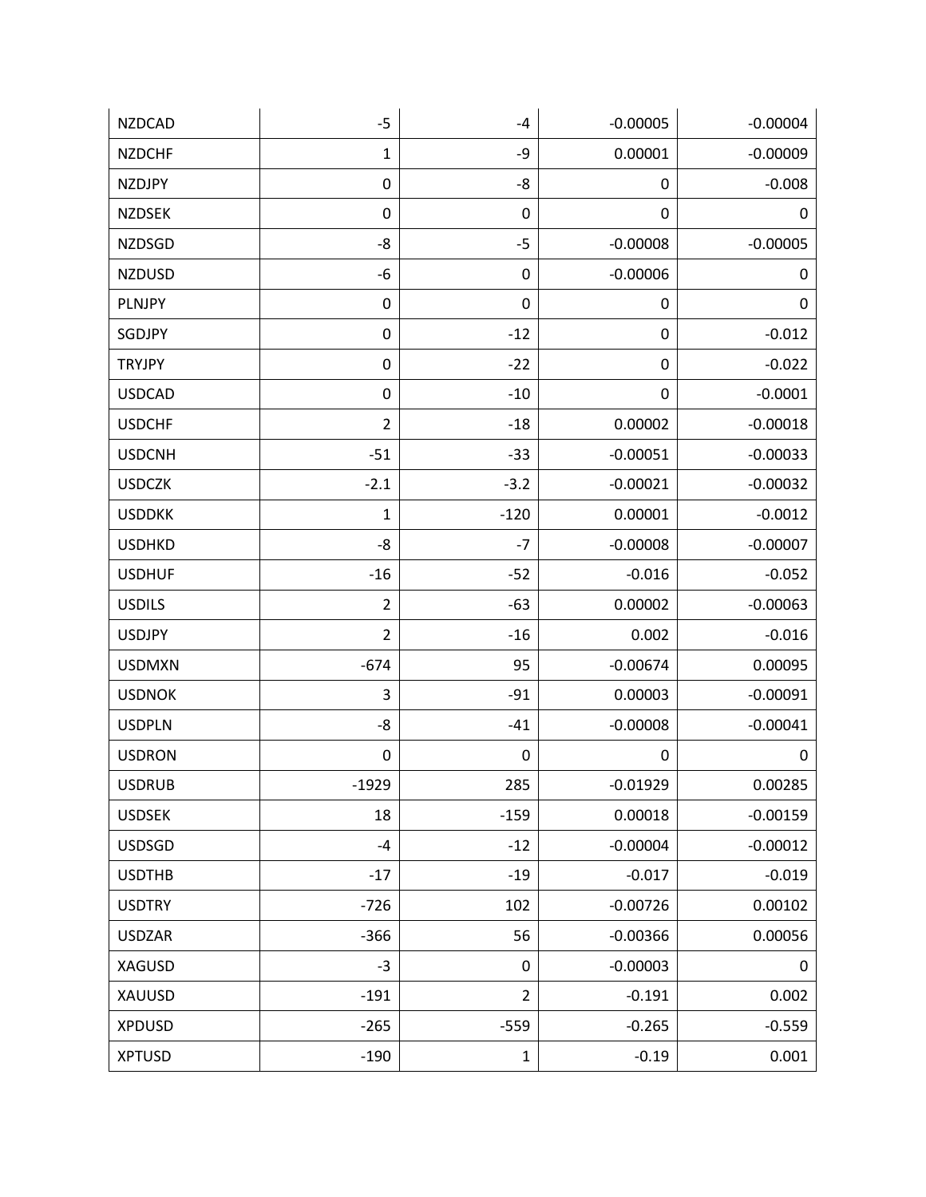| | | | | |
|---|---|---|---|---|
| NZDCAD | -5 | -4 | -0.00005 | -0.00004 |
| NZDCHF | 1 | -9 | 0.00001 | -0.00009 |
| NZDJPY | 0 | -8 | 0 | -0.008 |
| NZDSEK | 0 | 0 | 0 | 0 |
| NZDSGD | -8 | -5 | -0.00008 | -0.00005 |
| NZDUSD | -6 | 0 | -0.00006 | 0 |
| PLNJPY | 0 | 0 | 0 | 0 |
| SGDJPY | 0 | -12 | 0 | -0.012 |
| TRYJPY | 0 | -22 | 0 | -0.022 |
| USDCAD | 0 | -10 | 0 | -0.0001 |
| USDCHF | 2 | -18 | 0.00002 | -0.00018 |
| USDCNH | -51 | -33 | -0.00051 | -0.00033 |
| USDCZK | -2.1 | -3.2 | -0.00021 | -0.00032 |
| USDDKK | 1 | -120 | 0.00001 | -0.0012 |
| USDHKD | -8 | -7 | -0.00008 | -0.00007 |
| USDHUF | -16 | -52 | -0.016 | -0.052 |
| USDILS | 2 | -63 | 0.00002 | -0.00063 |
| USDJPY | 2 | -16 | 0.002 | -0.016 |
| USDMXN | -674 | 95 | -0.00674 | 0.00095 |
| USDNOK | 3 | -91 | 0.00003 | -0.00091 |
| USDPLN | -8 | -41 | -0.00008 | -0.00041 |
| USDRON | 0 | 0 | 0 | 0 |
| USDRUB | -1929 | 285 | -0.01929 | 0.00285 |
| USDSEK | 18 | -159 | 0.00018 | -0.00159 |
| USDSGD | -4 | -12 | -0.00004 | -0.00012 |
| USDTHB | -17 | -19 | -0.017 | -0.019 |
| USDTRY | -726 | 102 | -0.00726 | 0.00102 |
| USDZAR | -366 | 56 | -0.00366 | 0.00056 |
| XAGUSD | -3 | 0 | -0.00003 | 0 |
| XAUUSD | -191 | 2 | -0.191 | 0.002 |
| XPDUSD | -265 | -559 | -0.265 | -0.559 |
| XPTUSD | -190 | 1 | -0.19 | 0.001 |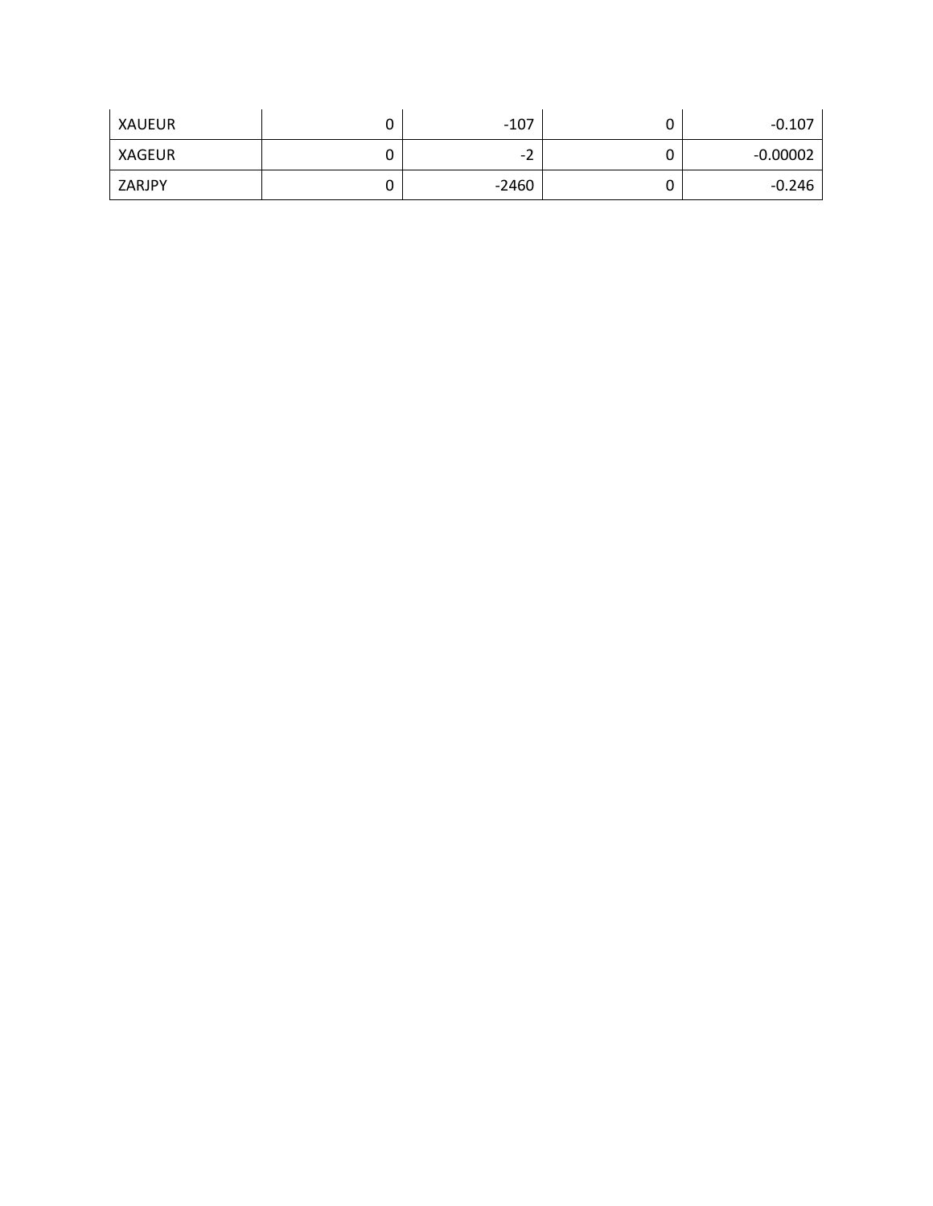| | | | | |
|---|---|---|---|---|
| XAUEUR | 0 | -107 | 0 | -0.107 |
| XAGEUR | 0 | -2 | 0 | -0.00002 |
| ZARJPY | 0 | -2460 | 0 | -0.246 |